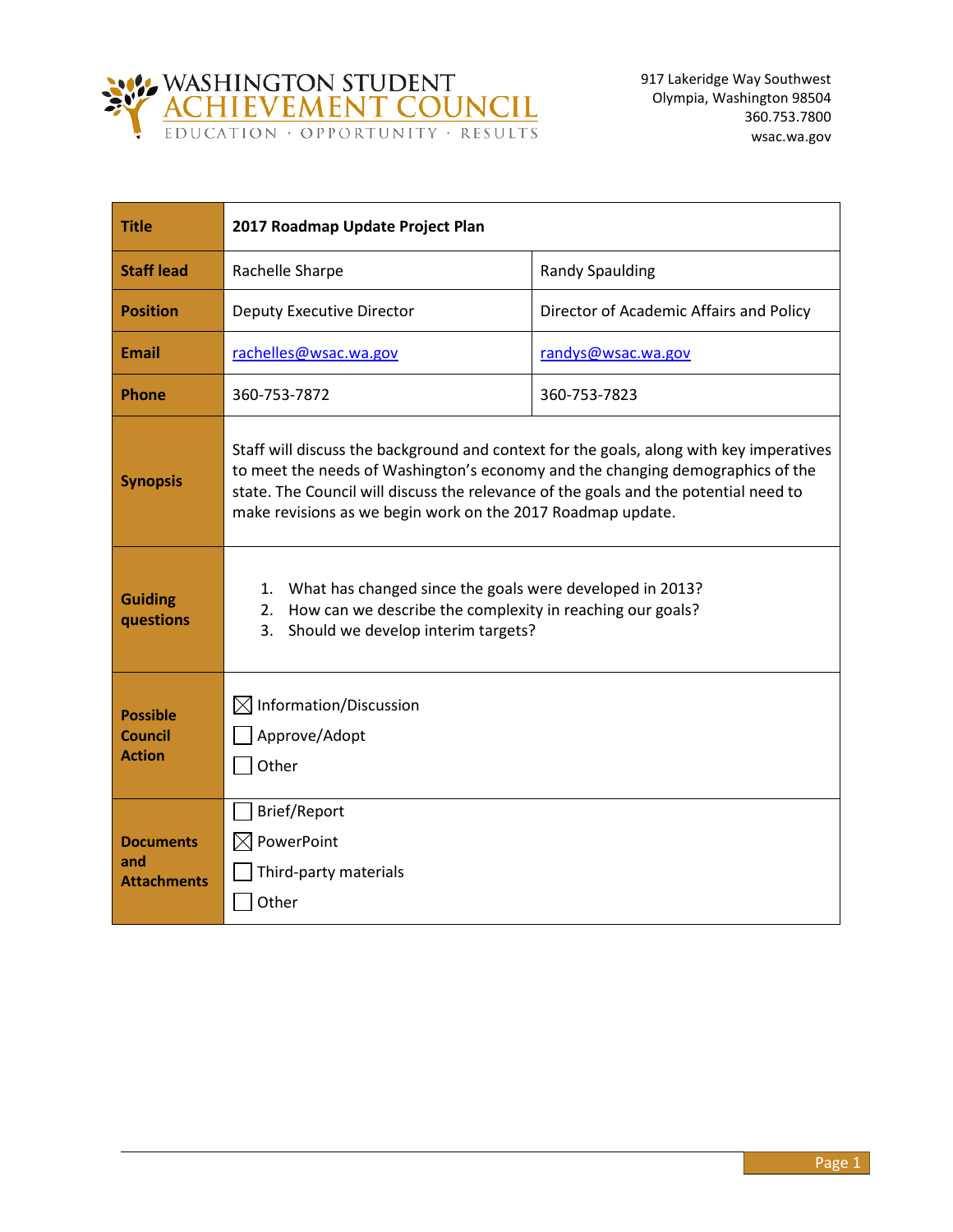WASHINGTON STUDENT ACHIEVEMENT COUNCIL

EDUCATION · OPPORTUNITY · RESULTS

917 Lakeridge Way Southwest
Olympia, Washington 98504
360.753.7800
wsac.wa.gov

| Title | 2017 Roadmap Update Project Plan | |
|---|---|---|
| Staff lead | Rachelle Sharpe | Randy Spaulding |
| Position | Deputy Executive Director | Director of Academic Affairs and Policy |
| Email | rachelles@wsac.wa.gov | randys@wsac.wa.gov |
| Phone | 360-753-7872 | 360-753-7823 |
| Synopsis | Staff will discuss the background and context for the goals, along with key imperatives to meet the needs of Washington's economy and the changing demographics of the state. The Council will discuss the relevance of the goals and the potential need to make revisions as we begin work on the 2017 Roadmap update. | |
| Guiding questions | 1. What has changed since the goals were developed in 2013?<br>2. How can we describe the complexity in reaching our goals?<br>3. Should we develop interim targets? | |
| Possible Council Action | ☒ Information/Discussion<br>☐ Approve/Adopt<br>☐ Other | |
| Documents and Attachments | ☐ Brief/Report<br>☒ PowerPoint<br>☐ Third-party materials<br>☐ Other | |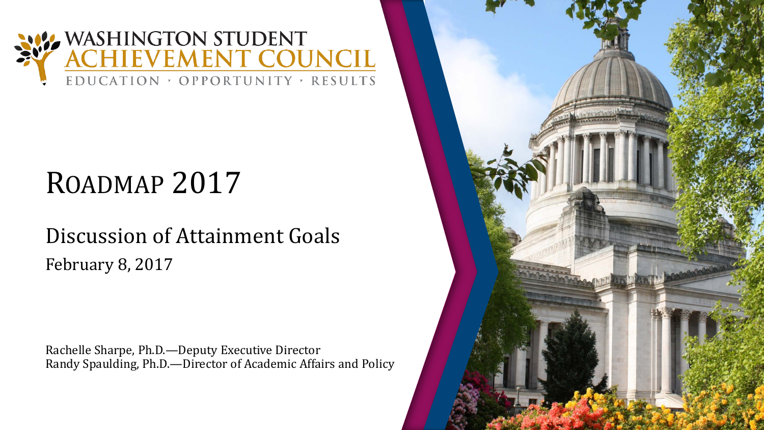WASHINGTON STUDENT
ACHIEVEMENT COUNCIL
EDUCATION · OPPORTUNITY · RESULTS

# ROADMAP 2017

## Discussion of Attainment Goals

February 8, 2017

Rachelle Sharpe, Ph.D.—Deputy Executive Director
Randy Spaulding, Ph.D.—Director of Academic Affairs and Policy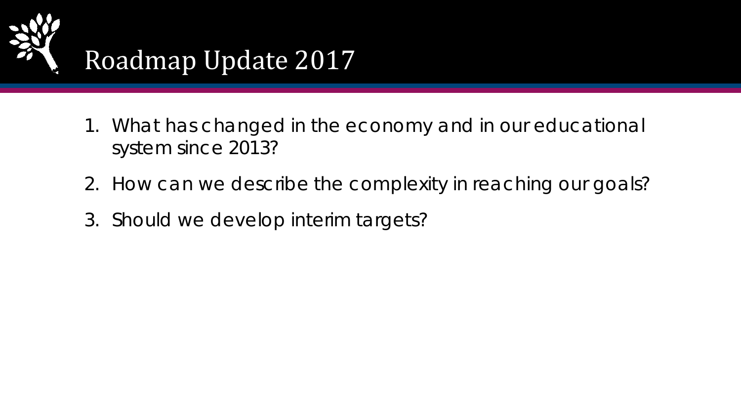# Roadmap Update 2017

1. What has changed in the economy and in our educational system since 2013?
2. How can we describe the complexity in reaching our goals?
3. Should we develop interim targets?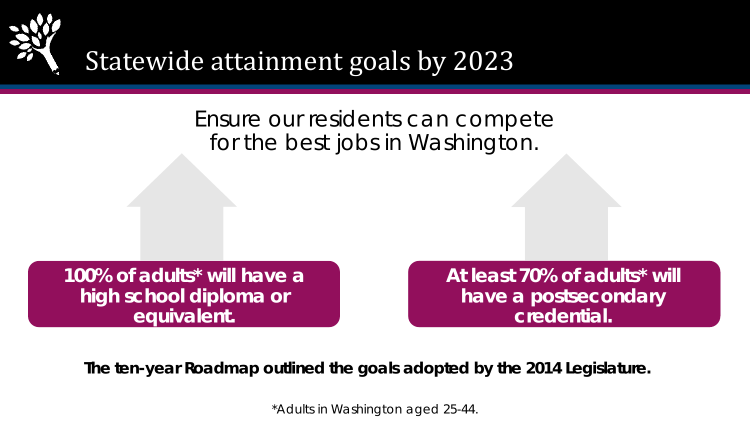# Statewide attainment goals by 2023

Ensure our residents can compete for the best jobs in Washington.

**100% of adults* will have a high school diploma or equivalent.**

**At least 70% of adults* will have a postsecondary credential.**

**The ten-year Roadmap outlined the goals adopted by the 2014 Legislature.**

*Adults in Washington aged 25-44.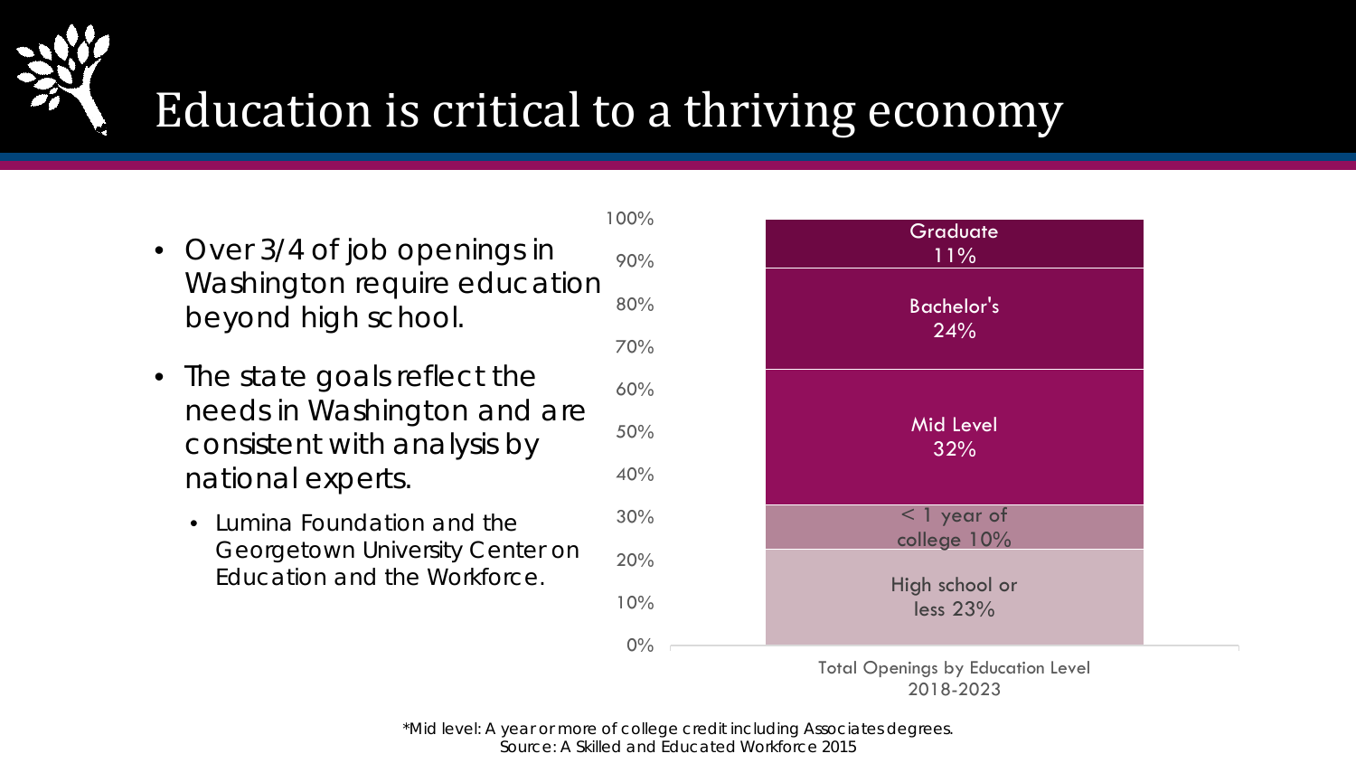# Education is critical to a thriving economy

- Over 3/4 of job openings in Washington require education beyond high school.
- The state goals reflect the needs in Washington and are consistent with analysis by national experts.
  - Lumina Foundation and the Georgetown University Center on Education and the Workforce.

| Education Level | Share of Total Openings |
|---|---|
| Graduate | 11% |
| Bachelor's | 24% |
| Mid Level | 32% |
| < 1 year of college | 10% |
| High school or less | 23% |

Total Openings by Education Level 2018-2023

*Mid level: A year or more of college credit including Associates degrees.
Source: A Skilled and Educated Workforce 2015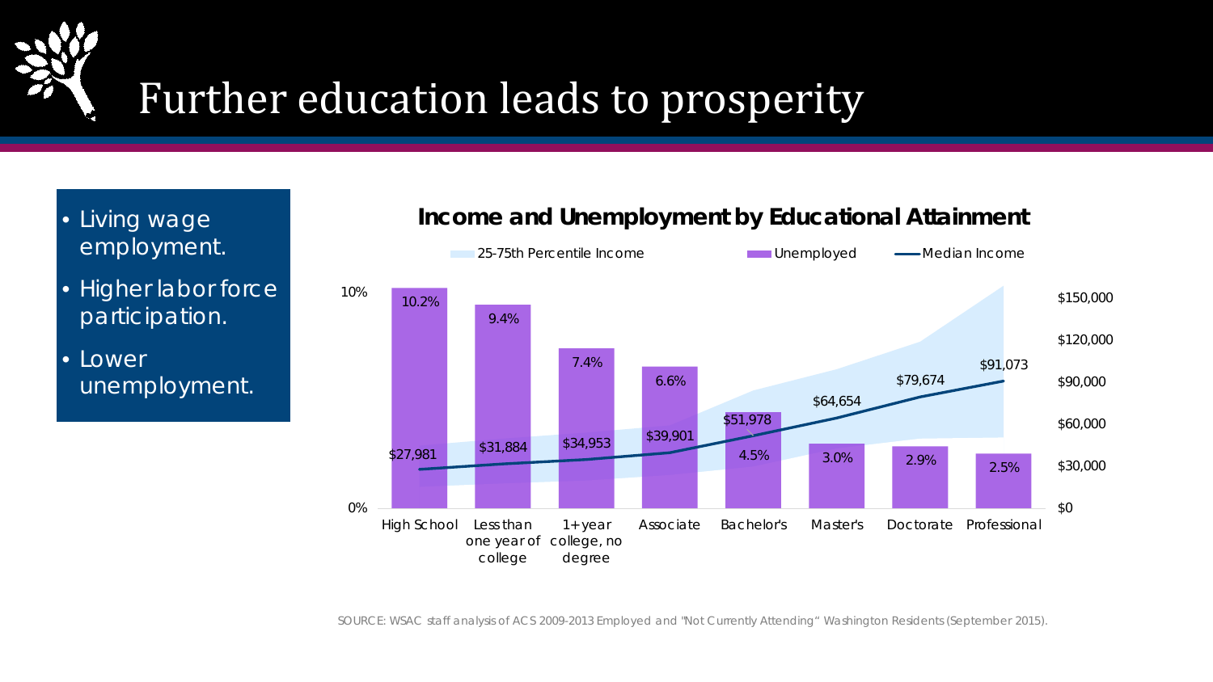# Further education leads to prosperity

- Living wage employment.
- Higher labor force participation.
- Lower unemployment.

**Income and Unemployment by Educational Attainment**

| Educational Attainment | Unemployed | Median Income |
|---|---|---|
| High School | 10.2% | $27,981 |
| Less than one year of college | 9.4% | $31,884 |
| 1+ year college, no degree | 7.4% | $34,953 |
| Associate | 6.6% | $39,901 |
| Bachelor's | 4.5% | $51,978 |
| Master's | 3.0% | $64,654 |
| Doctorate | 2.9% | $79,674 |
| Professional | 2.5% | $91,073 |

SOURCE: WSAC staff analysis of ACS 2009-2013 Employed and "Not Currently Attending" Washington Residents (September 2015).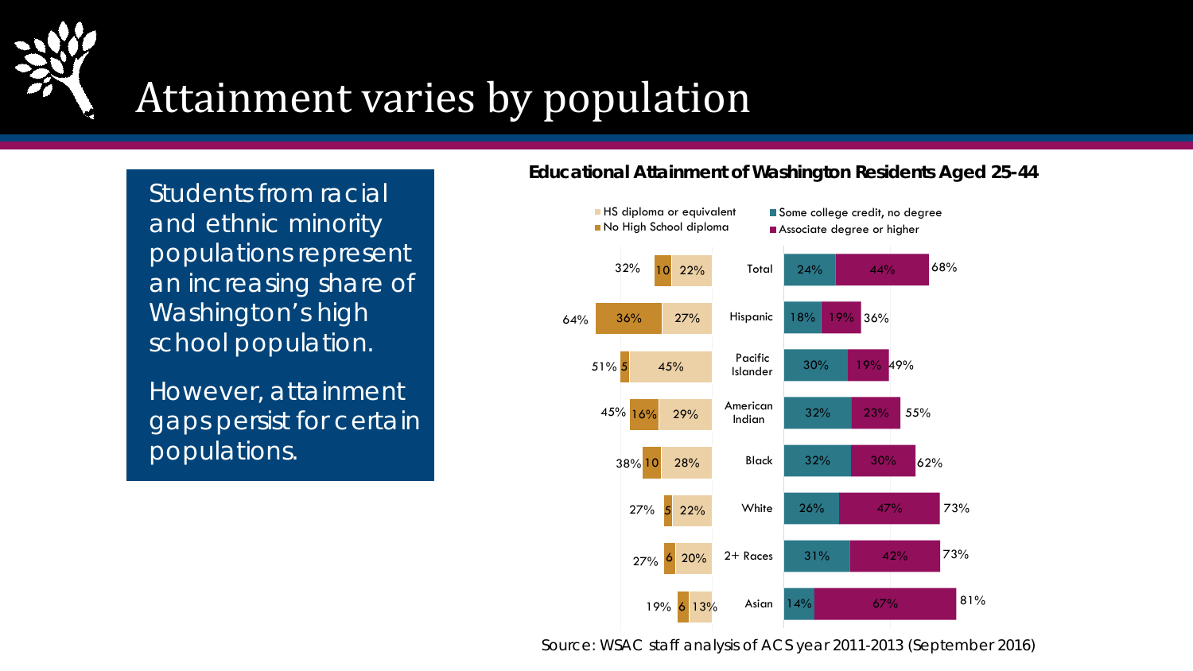# Attainment varies by population

Students from racial and ethnic minority populations represent an increasing share of Washington's high school population.

However, attainment gaps persist for certain populations.

**Educational Attainment of Washington Residents Aged 25-44**

| Population | No High School diploma | HS diploma or equivalent | Total (HS or less) | Some college credit, no degree | Associate degree or higher | Total (some college or more) |
|---|---|---|---|---|---|---|
| Total | 10 | 22% | 32% | 24% | 44% | 68% |
| Hispanic | 36% | 27% | 64% | 18% | 19% | 36% |
| Pacific Islander | 5 | 45% | 51% | 30% | 19% | 49% |
| American Indian | 16% | 29% | 45% | 32% | 23% | 55% |
| Black | 10 | 28% | 38% | 32% | 30% | 62% |
| White | 5 | 22% | 27% | 26% | 47% | 73% |
| 2+ Races | 6 | 20% | 27% | 31% | 42% | 73% |
| Asian | 6 | 13% | 19% | 14% | 67% | 81% |

Source: WSAC staff analysis of ACS year 2011-2013 (September 2016)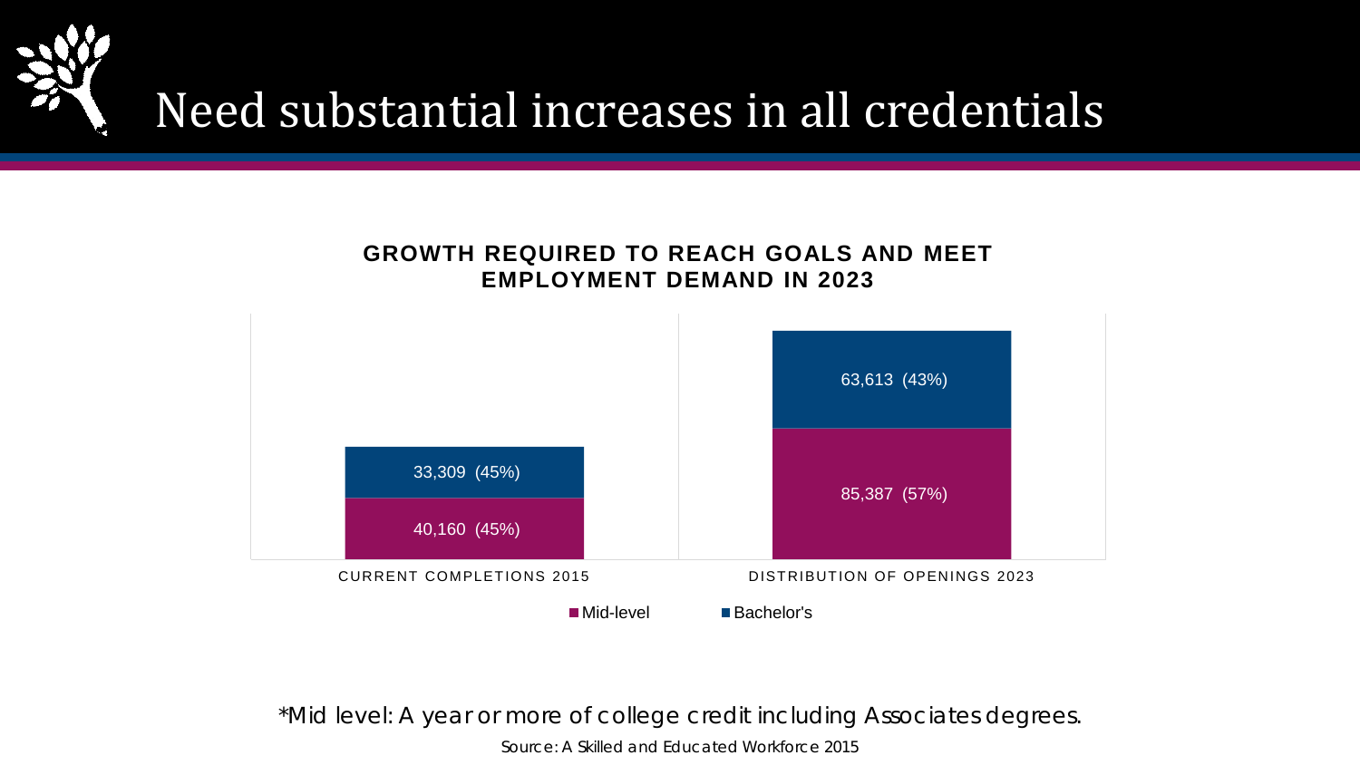# Need substantial increases in all credentials

**GROWTH REQUIRED TO REACH GOALS AND MEET EMPLOYMENT DEMAND IN 2023**

| | CURRENT COMPLETIONS 2015 | DISTRIBUTION OF OPENINGS 2023 |
|---|---|---|
| Bachelor's | 33,309 (45%) | 63,613 (43%) |
| Mid-level | 40,160 (45%) | 85,387 (57%) |

*Mid level: A year or more of college credit including Associates degrees.

Source: A Skilled and Educated Workforce 2015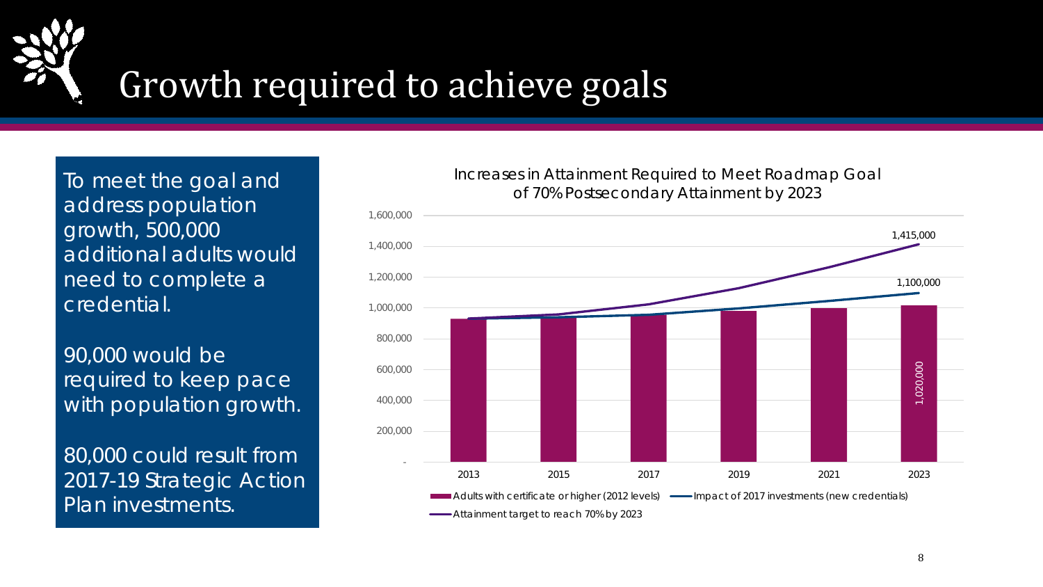# Growth required to achieve goals

To meet the goal and address population growth, 500,000 additional adults would need to complete a credential.

90,000 would be required to keep pace with population growth.

80,000 could result from 2017-19 Strategic Action Plan investments.

Increases in Attainment Required to Meet Roadmap Goal of 70% Postsecondary Attainment by 2023

| Year | Adults with certificate or higher (2012 levels) | Impact of 2017 investments (new credentials) | Attainment target to reach 70% by 2023 |
| --- | --- | --- | --- |
| 2023 | 1,020,000 | 1,100,000 | 1,415,000 |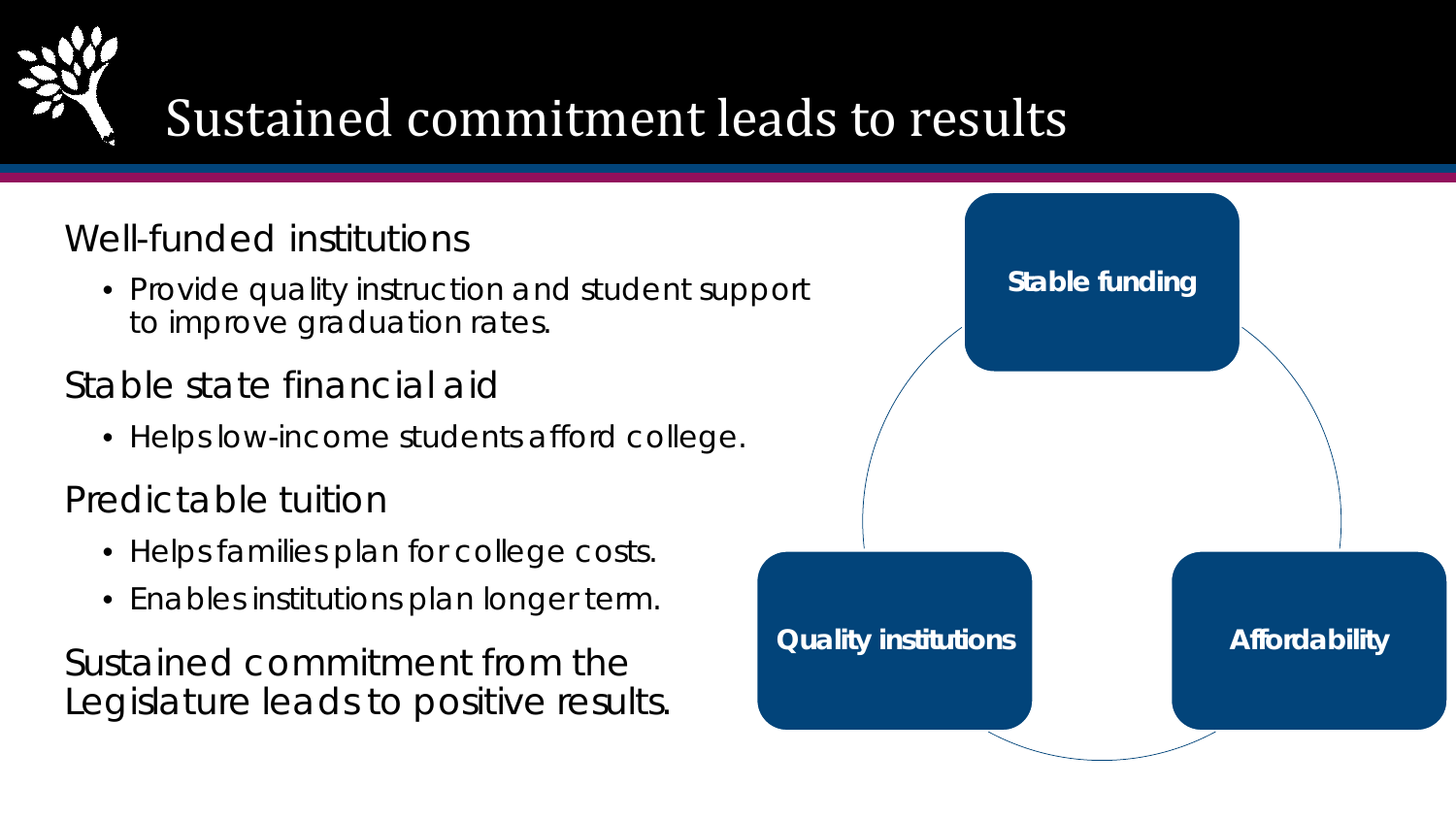# Sustained commitment leads to results

Well-funded institutions

- Provide quality instruction and student support to improve graduation rates.

Stable state financial aid

- Helps low-income students afford college.

Predictable tuition

- Helps families plan for college costs.
- Enables institutions plan longer term.

Sustained commitment from the Legislature leads to positive results.

**Stable funding**

**Quality institutions**

**Affordability**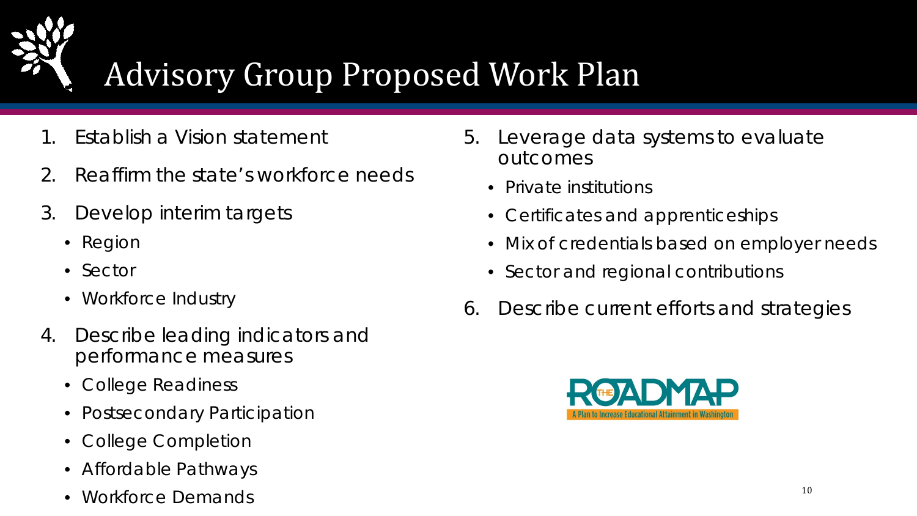# Advisory Group Proposed Work Plan

1. Establish a Vision statement
2. Reaffirm the state's workforce needs
3. Develop interim targets
   - Region
   - Sector
   - Workforce Industry
4. Describe leading indicators and performance measures
   - College Readiness
   - Postsecondary Participation
   - College Completion
   - Affordable Pathways
   - Workforce Demands
5. Leverage data systems to evaluate outcomes
   - Private institutions
   - Certificates and apprenticeships
   - Mix of credentials based on employer needs
   - Sector and regional contributions
6. Describe current efforts and strategies

THE ROADMAP
A Plan to Increase Educational Attainment in Washington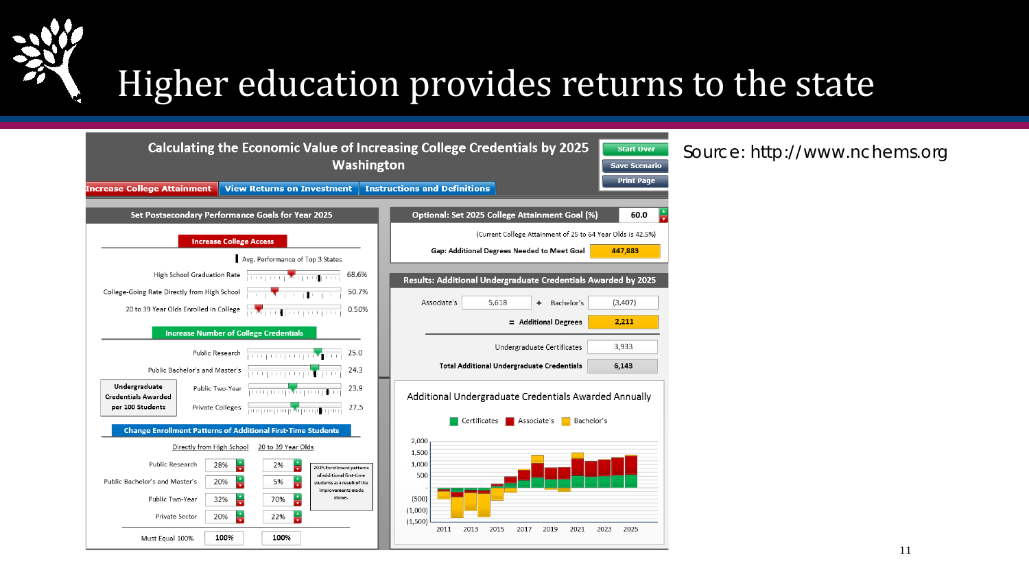# Higher education provides returns to the state

## Calculating the Economic Value of Increasing College Credentials by 2025
## Washington

Start Over | Save Scenario | Print Page

**Increase College Attainment** | **View Returns on Investment** | **Instructions and Definitions**

### Set Postsecondary Performance Goals for Year 2025

**Increase College Access**

Avg. Performance of Top 3 States

| | |
|---|---|
| High School Graduation Rate | 68.6% |
| College-Going Rate Directly from High School | 50.7% |
| 20 to 39 Year Olds Enrolled in College | 0.50% |

**Increase Number of College Credentials**

Undergraduate Credentials Awarded per 100 Students

| | |
|---|---|
| Public Research | 25.0 |
| Public Bachelor's and Master's | 24.3 |
| Public Two-Year | 23.9 |
| Private Colleges | 27.5 |

**Change Enrollment Patterns of Additional First-Time Students**

| | Directly from High School | 20 to 39 Year Olds |
|---|---|---|
| Public Research | 28% | 2% |
| Public Bachelor's and Master's | 20% | 5% |
| Public Two-Year | 32% | 70% |
| Private Sector | 20% | 22% |
| Must Equal 100% | 100% | 100% |

2025 Enrollment patterns of additional first-time students as a result of the improvements made above.

### Optional: Set 2025 College Attainment Goal (%) 60.0

(Current College Attainment of 25 to 64 Year Olds is 42.5%)

Gap: Additional Degrees Needed to Meet Goal: 447,883

### Results: Additional Undergraduate Credentials Awarded by 2025

| | |
|---|---|
| Associate's | 5,618 |
| + Bachelor's | (3,407) |
| = Additional Degrees | 2,211 |
| Undergraduate Certificates | 3,933 |
| Total Additional Undergraduate Credentials | 6,143 |

### Additional Undergraduate Credentials Awarded Annually

Certificates | Associate's | Bachelor's

Source: http://www.nchems.org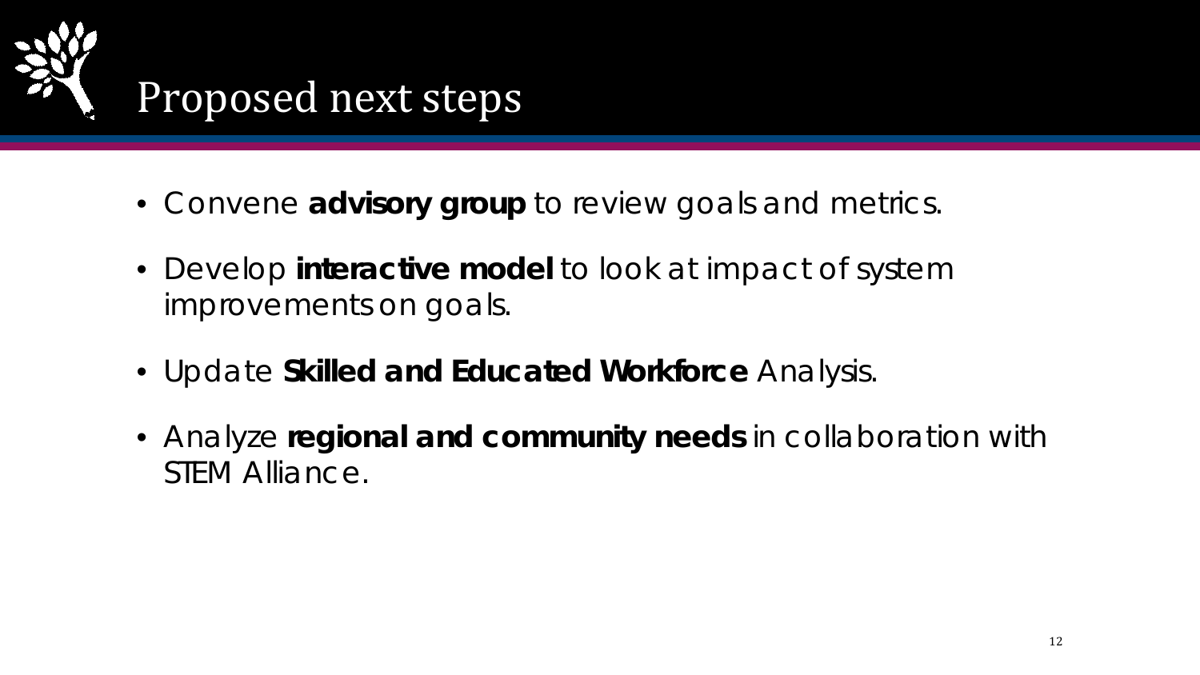# Proposed next steps

- Convene **advisory group** to review goals and metrics.
- Develop **interactive model** to look at impact of system improvements on goals.
- Update **Skilled and Educated Workforce** Analysis.
- Analyze **regional and community needs** in collaboration with STEM Alliance.